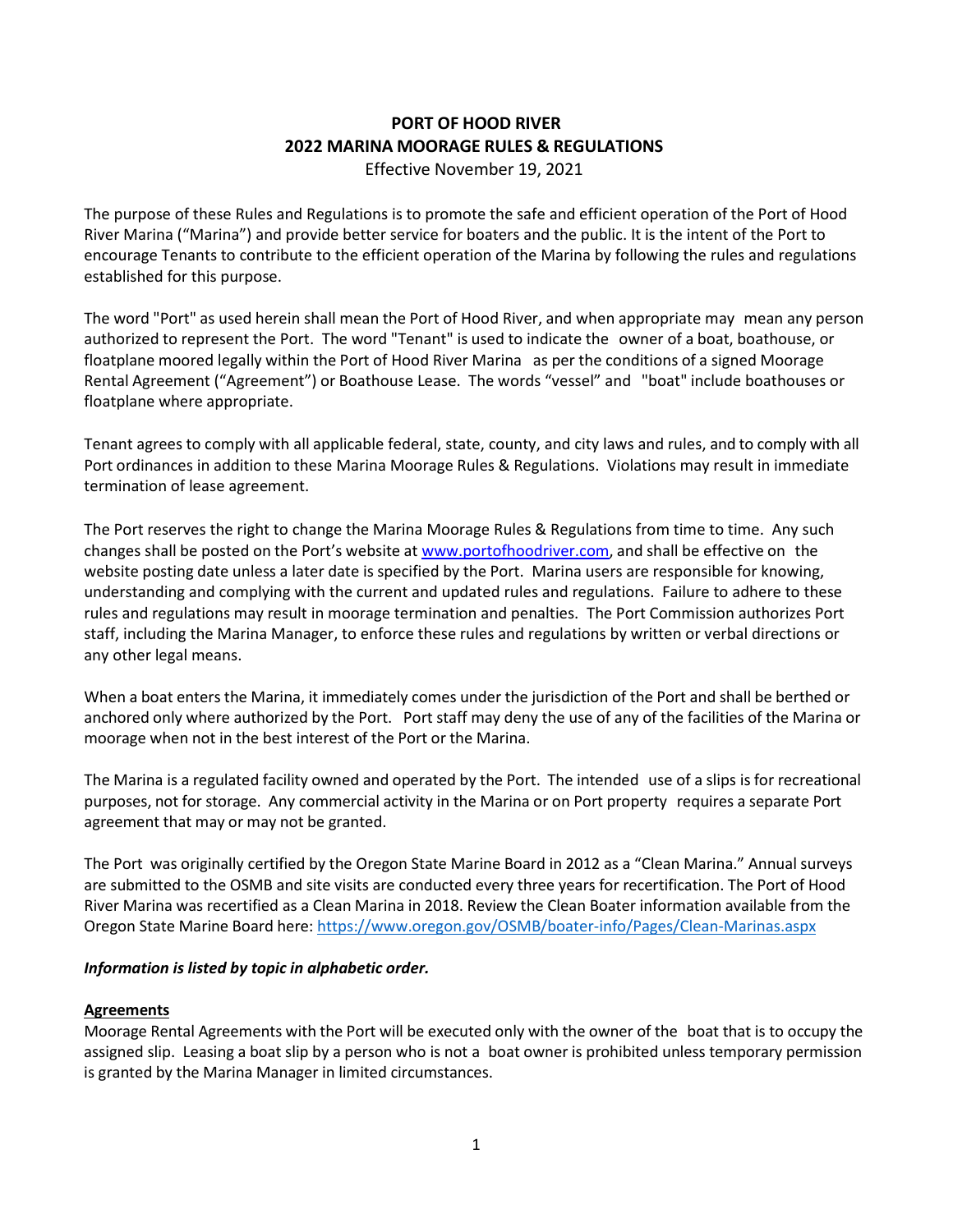# PORT OF HOOD RIVER
## 2022 MARINA MOORAGE RULES & REGULATIONS

Effective November 19, 2021

The purpose of these Rules and Regulations is to promote the safe and efficient operation of the Port of Hood River Marina ("Marina") and provide better service for boaters and the public. It is the intent of the Port to encourage Tenants to contribute to the efficient operation of the Marina by following the rules and regulations established for this purpose.

The word "Port" as used herein shall mean the Port of Hood River, and when appropriate may mean any person authorized to represent the Port. The word "Tenant" is used to indicate the owner of a boat, boathouse, or floatplane moored legally within the Port of Hood River Marina as per the conditions of a signed Moorage Rental Agreement ("Agreement") or Boathouse Lease. The words "vessel" and "boat" include boathouses or floatplane where appropriate.

Tenant agrees to comply with all applicable federal, state, county, and city laws and rules, and to comply with all Port ordinances in addition to these Marina Moorage Rules & Regulations. Violations may result in immediate termination of lease agreement.

The Port reserves the right to change the Marina Moorage Rules & Regulations from time to time. Any such changes shall be posted on the Port's website at www.portofhoodriver.com, and shall be effective on the website posting date unless a later date is specified by the Port. Marina users are responsible for knowing, understanding and complying with the current and updated rules and regulations. Failure to adhere to these rules and regulations may result in moorage termination and penalties. The Port Commission authorizes Port staff, including the Marina Manager, to enforce these rules and regulations by written or verbal directions or any other legal means.

When a boat enters the Marina, it immediately comes under the jurisdiction of the Port and shall be berthed or anchored only where authorized by the Port. Port staff may deny the use of any of the facilities of the Marina or moorage when not in the best interest of the Port or the Marina.

The Marina is a regulated facility owned and operated by the Port. The intended use of a slips is for recreational purposes, not for storage. Any commercial activity in the Marina or on Port property requires a separate Port agreement that may or may not be granted.

The Port was originally certified by the Oregon State Marine Board in 2012 as a "Clean Marina." Annual surveys are submitted to the OSMB and site visits are conducted every three years for recertification. The Port of Hood River Marina was recertified as a Clean Marina in 2018. Review the Clean Boater information available from the Oregon State Marine Board here: https://www.oregon.gov/OSMB/boater-info/Pages/Clean-Marinas.aspx

***Information is listed by topic in alphabetic order.***

### Agreements

Moorage Rental Agreements with the Port will be executed only with the owner of the boat that is to occupy the assigned slip. Leasing a boat slip by a person who is not a boat owner is prohibited unless temporary permission is granted by the Marina Manager in limited circumstances.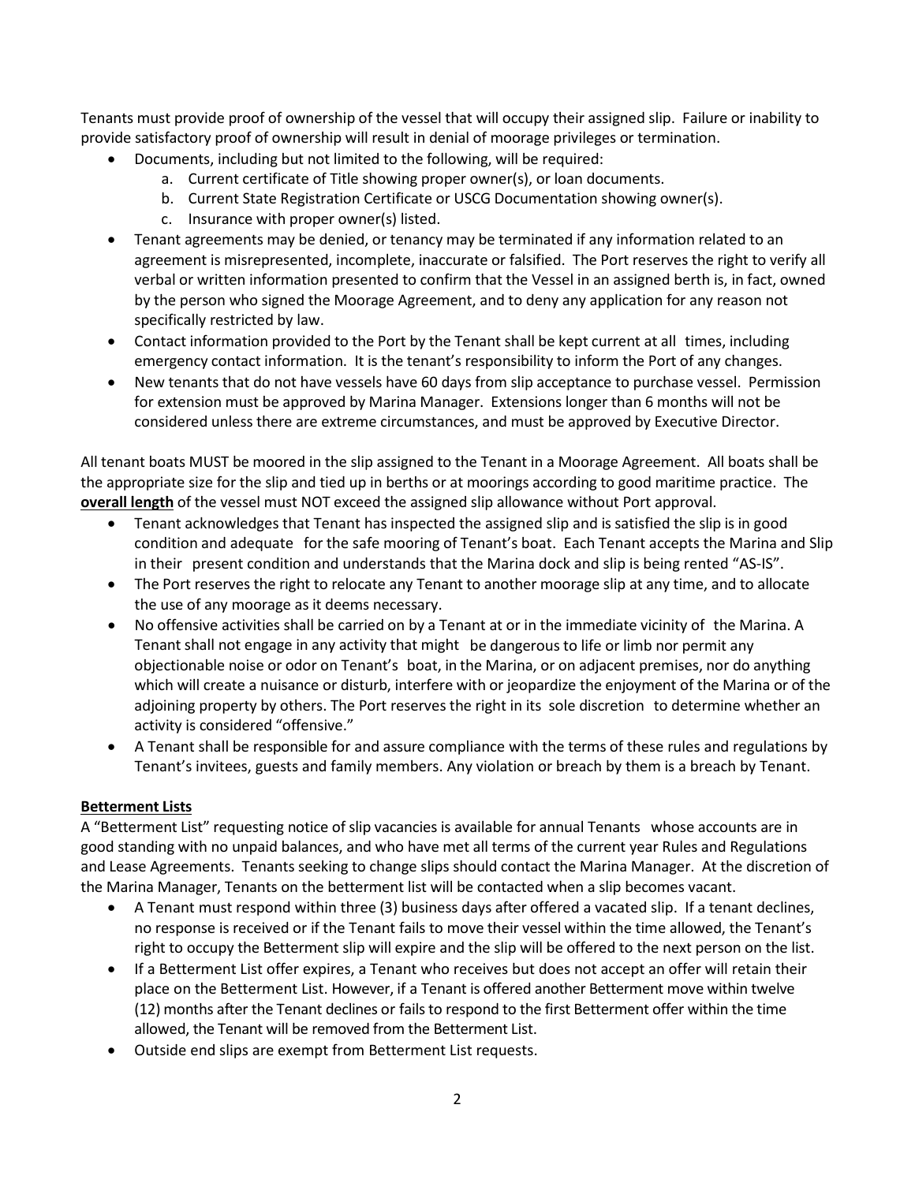Tenants must provide proof of ownership of the vessel that will occupy their assigned slip. Failure or inability to provide satisfactory proof of ownership will result in denial of moorage privileges or termination.

- Documents, including but not limited to the following, will be required:
  a. Current certificate of Title showing proper owner(s), or loan documents.
  b. Current State Registration Certificate or USCG Documentation showing owner(s).
  c. Insurance with proper owner(s) listed.
- Tenant agreements may be denied, or tenancy may be terminated if any information related to an agreement is misrepresented, incomplete, inaccurate or falsified. The Port reserves the right to verify all verbal or written information presented to confirm that the Vessel in an assigned berth is, in fact, owned by the person who signed the Moorage Agreement, and to deny any application for any reason not specifically restricted by law.
- Contact information provided to the Port by the Tenant shall be kept current at all times, including emergency contact information. It is the tenant's responsibility to inform the Port of any changes.
- New tenants that do not have vessels have 60 days from slip acceptance to purchase vessel. Permission for extension must be approved by Marina Manager. Extensions longer than 6 months will not be considered unless there are extreme circumstances, and must be approved by Executive Director.

All tenant boats MUST be moored in the slip assigned to the Tenant in a Moorage Agreement. All boats shall be the appropriate size for the slip and tied up in berths or at moorings according to good maritime practice. The **overall length** of the vessel must NOT exceed the assigned slip allowance without Port approval.

- Tenant acknowledges that Tenant has inspected the assigned slip and is satisfied the slip is in good condition and adequate for the safe mooring of Tenant's boat. Each Tenant accepts the Marina and Slip in their present condition and understands that the Marina dock and slip is being rented "AS-IS".
- The Port reserves the right to relocate any Tenant to another moorage slip at any time, and to allocate the use of any moorage as it deems necessary.
- No offensive activities shall be carried on by a Tenant at or in the immediate vicinity of the Marina. A Tenant shall not engage in any activity that might be dangerous to life or limb nor permit any objectionable noise or odor on Tenant's boat, in the Marina, or on adjacent premises, nor do anything which will create a nuisance or disturb, interfere with or jeopardize the enjoyment of the Marina or of the adjoining property by others. The Port reserves the right in its sole discretion to determine whether an activity is considered "offensive."
- A Tenant shall be responsible for and assure compliance with the terms of these rules and regulations by Tenant's invitees, guests and family members. Any violation or breach by them is a breach by Tenant.

## Betterment Lists

A "Betterment List" requesting notice of slip vacancies is available for annual Tenants whose accounts are in good standing with no unpaid balances, and who have met all terms of the current year Rules and Regulations and Lease Agreements. Tenants seeking to change slips should contact the Marina Manager. At the discretion of the Marina Manager, Tenants on the betterment list will be contacted when a slip becomes vacant.

- A Tenant must respond within three (3) business days after offered a vacated slip. If a tenant declines, no response is received or if the Tenant fails to move their vessel within the time allowed, the Tenant's right to occupy the Betterment slip will expire and the slip will be offered to the next person on the list.
- If a Betterment List offer expires, a Tenant who receives but does not accept an offer will retain their place on the Betterment List. However, if a Tenant is offered another Betterment move within twelve (12) months after the Tenant declines or fails to respond to the first Betterment offer within the time allowed, the Tenant will be removed from the Betterment List.
- Outside end slips are exempt from Betterment List requests.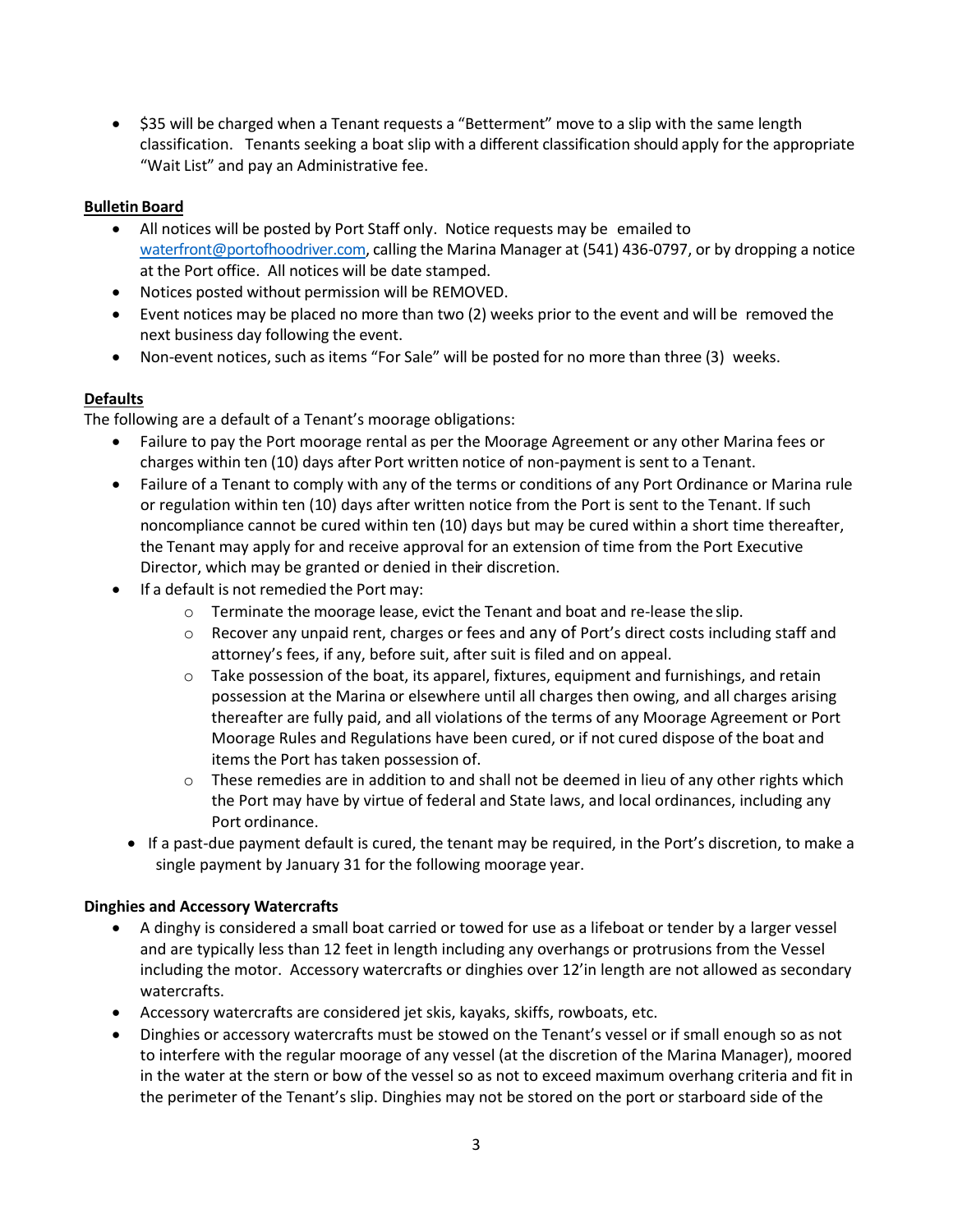- $35 will be charged when a Tenant requests a "Betterment" move to a slip with the same length classification. Tenants seeking a boat slip with a different classification should apply for the appropriate "Wait List" and pay an Administrative fee.

**Bulletin Board**

- All notices will be posted by Port Staff only. Notice requests may be emailed to waterfront@portofhoodriver.com, calling the Marina Manager at (541) 436-0797, or by dropping a notice at the Port office. All notices will be date stamped.
- Notices posted without permission will be REMOVED.
- Event notices may be placed no more than two (2) weeks prior to the event and will be removed the next business day following the event.
- Non-event notices, such as items "For Sale" will be posted for no more than three (3) weeks.

**Defaults**

The following are a default of a Tenant's moorage obligations:

- Failure to pay the Port moorage rental as per the Moorage Agreement or any other Marina fees or charges within ten (10) days after Port written notice of non-payment is sent to a Tenant.
- Failure of a Tenant to comply with any of the terms or conditions of any Port Ordinance or Marina rule or regulation within ten (10) days after written notice from the Port is sent to the Tenant. If such noncompliance cannot be cured within ten (10) days but may be cured within a short time thereafter, the Tenant may apply for and receive approval for an extension of time from the Port Executive Director, which may be granted or denied in their discretion.
- If a default is not remedied the Port may:
  - Terminate the moorage lease, evict the Tenant and boat and re-lease the slip.
  - Recover any unpaid rent, charges or fees and any of Port's direct costs including staff and attorney's fees, if any, before suit, after suit is filed and on appeal.
  - Take possession of the boat, its apparel, fixtures, equipment and furnishings, and retain possession at the Marina or elsewhere until all charges then owing, and all charges arising thereafter are fully paid, and all violations of the terms of any Moorage Agreement or Port Moorage Rules and Regulations have been cured, or if not cured dispose of the boat and items the Port has taken possession of.
  - These remedies are in addition to and shall not be deemed in lieu of any other rights which the Port may have by virtue of federal and State laws, and local ordinances, including any Port ordinance.
- If a past-due payment default is cured, the tenant may be required, in the Port's discretion, to make a single payment by January 31 for the following moorage year.

**Dinghies and Accessory Watercrafts**

- A dinghy is considered a small boat carried or towed for use as a lifeboat or tender by a larger vessel and are typically less than 12 feet in length including any overhangs or protrusions from the Vessel including the motor. Accessory watercrafts or dinghies over 12'in length are not allowed as secondary watercrafts.
- Accessory watercrafts are considered jet skis, kayaks, skiffs, rowboats, etc.
- Dinghies or accessory watercrafts must be stowed on the Tenant's vessel or if small enough so as not to interfere with the regular moorage of any vessel (at the discretion of the Marina Manager), moored in the water at the stern or bow of the vessel so as not to exceed maximum overhang criteria and fit in the perimeter of the Tenant's slip. Dinghies may not be stored on the port or starboard side of the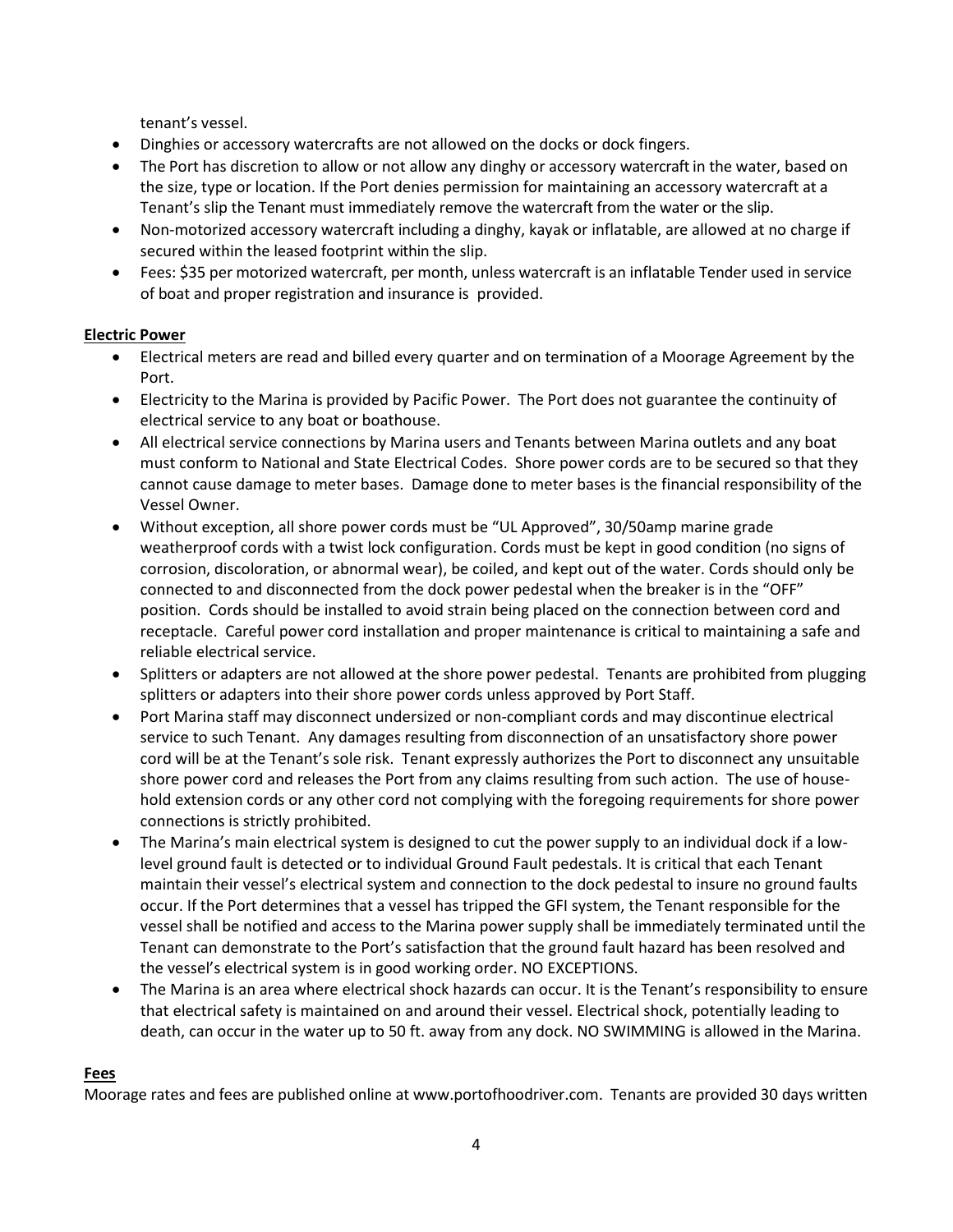tenant's vessel.

- Dinghies or accessory watercrafts are not allowed on the docks or dock fingers.
- The Port has discretion to allow or not allow any dinghy or accessory watercraft in the water, based on the size, type or location. If the Port denies permission for maintaining an accessory watercraft at a Tenant's slip the Tenant must immediately remove the watercraft from the water or the slip.
- Non-motorized accessory watercraft including a dinghy, kayak or inflatable, are allowed at no charge if secured within the leased footprint within the slip.
- Fees: $35 per motorized watercraft, per month, unless watercraft is an inflatable Tender used in service of boat and proper registration and insurance is provided.

**Electric Power**

- Electrical meters are read and billed every quarter and on termination of a Moorage Agreement by the Port.
- Electricity to the Marina is provided by Pacific Power. The Port does not guarantee the continuity of electrical service to any boat or boathouse.
- All electrical service connections by Marina users and Tenants between Marina outlets and any boat must conform to National and State Electrical Codes. Shore power cords are to be secured so that they cannot cause damage to meter bases. Damage done to meter bases is the financial responsibility of the Vessel Owner.
- Without exception, all shore power cords must be "UL Approved", 30/50amp marine grade weatherproof cords with a twist lock configuration. Cords must be kept in good condition (no signs of corrosion, discoloration, or abnormal wear), be coiled, and kept out of the water. Cords should only be connected to and disconnected from the dock power pedestal when the breaker is in the "OFF" position. Cords should be installed to avoid strain being placed on the connection between cord and receptacle. Careful power cord installation and proper maintenance is critical to maintaining a safe and reliable electrical service.
- Splitters or adapters are not allowed at the shore power pedestal. Tenants are prohibited from plugging splitters or adapters into their shore power cords unless approved by Port Staff.
- Port Marina staff may disconnect undersized or non-compliant cords and may discontinue electrical service to such Tenant. Any damages resulting from disconnection of an unsatisfactory shore power cord will be at the Tenant's sole risk. Tenant expressly authorizes the Port to disconnect any unsuitable shore power cord and releases the Port from any claims resulting from such action. The use of house-hold extension cords or any other cord not complying with the foregoing requirements for shore power connections is strictly prohibited.
- The Marina's main electrical system is designed to cut the power supply to an individual dock if a low-level ground fault is detected or to individual Ground Fault pedestals. It is critical that each Tenant maintain their vessel's electrical system and connection to the dock pedestal to insure no ground faults occur. If the Port determines that a vessel has tripped the GFI system, the Tenant responsible for the vessel shall be notified and access to the Marina power supply shall be immediately terminated until the Tenant can demonstrate to the Port's satisfaction that the ground fault hazard has been resolved and the vessel's electrical system is in good working order. NO EXCEPTIONS.
- The Marina is an area where electrical shock hazards can occur. It is the Tenant's responsibility to ensure that electrical safety is maintained on and around their vessel. Electrical shock, potentially leading to death, can occur in the water up to 50 ft. away from any dock. NO SWIMMING is allowed in the Marina.

**Fees**

Moorage rates and fees are published online at www.portofhoodriver.com. Tenants are provided 30 days written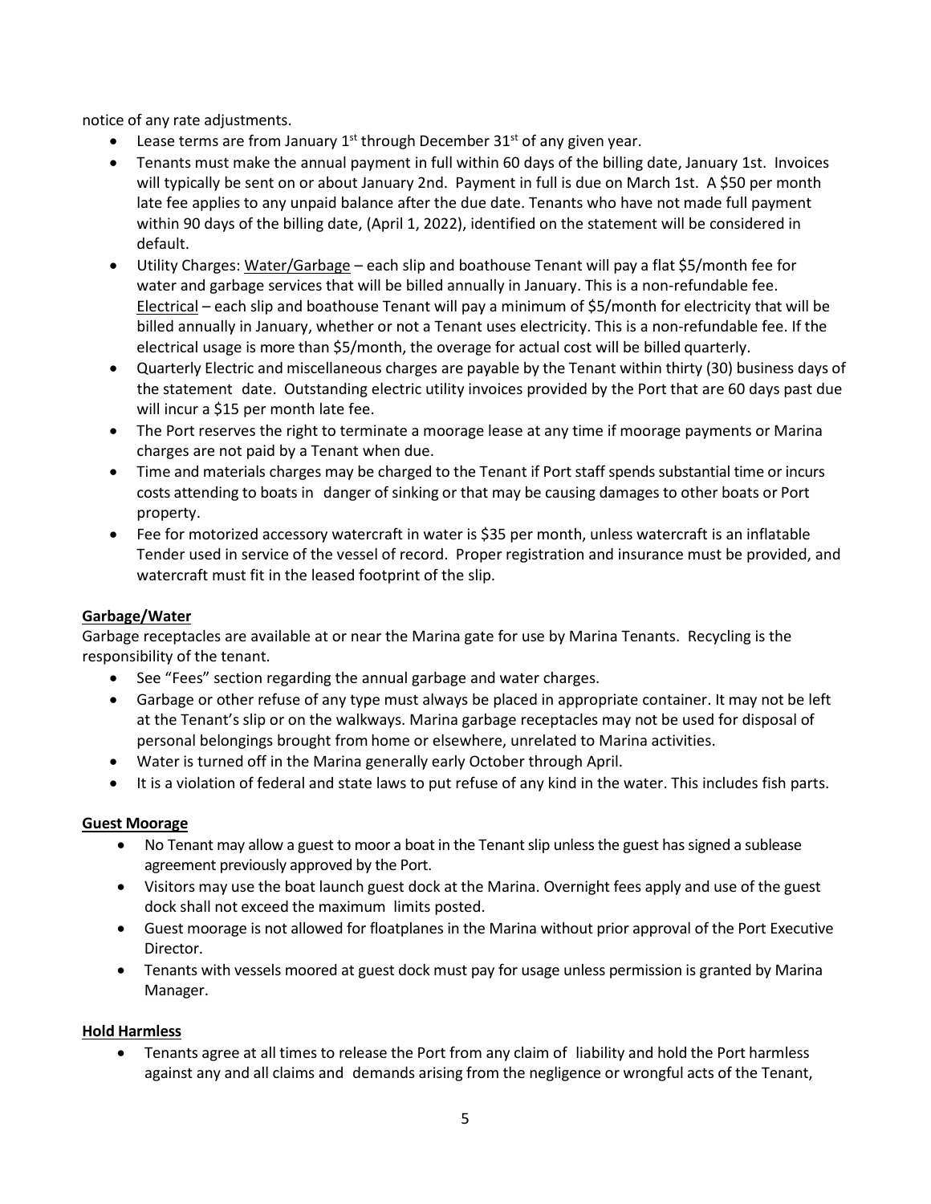notice of any rate adjustments.

- Lease terms are from January 1st through December 31st of any given year.
- Tenants must make the annual payment in full within 60 days of the billing date, January 1st. Invoices will typically be sent on or about January 2nd. Payment in full is due on March 1st. A $50 per month late fee applies to any unpaid balance after the due date. Tenants who have not made full payment within 90 days of the billing date, (April 1, 2022), identified on the statement will be considered in default.
- Utility Charges: Water/Garbage – each slip and boathouse Tenant will pay a flat $5/month fee for water and garbage services that will be billed annually in January. This is a non-refundable fee. Electrical – each slip and boathouse Tenant will pay a minimum of $5/month for electricity that will be billed annually in January, whether or not a Tenant uses electricity. This is a non-refundable fee. If the electrical usage is more than $5/month, the overage for actual cost will be billed quarterly.
- Quarterly Electric and miscellaneous charges are payable by the Tenant within thirty (30) business days of the statement date. Outstanding electric utility invoices provided by the Port that are 60 days past due will incur a $15 per month late fee.
- The Port reserves the right to terminate a moorage lease at any time if moorage payments or Marina charges are not paid by a Tenant when due.
- Time and materials charges may be charged to the Tenant if Port staff spends substantial time or incurs costs attending to boats in danger of sinking or that may be causing damages to other boats or Port property.
- Fee for motorized accessory watercraft in water is $35 per month, unless watercraft is an inflatable Tender used in service of the vessel of record. Proper registration and insurance must be provided, and watercraft must fit in the leased footprint of the slip.

**Garbage/Water**

Garbage receptacles are available at or near the Marina gate for use by Marina Tenants. Recycling is the responsibility of the tenant.

- See "Fees" section regarding the annual garbage and water charges.
- Garbage or other refuse of any type must always be placed in appropriate container. It may not be left at the Tenant's slip or on the walkways. Marina garbage receptacles may not be used for disposal of personal belongings brought from home or elsewhere, unrelated to Marina activities.
- Water is turned off in the Marina generally early October through April.
- It is a violation of federal and state laws to put refuse of any kind in the water. This includes fish parts.

**Guest Moorage**

- No Tenant may allow a guest to moor a boat in the Tenant slip unless the guest has signed a sublease agreement previously approved by the Port.
- Visitors may use the boat launch guest dock at the Marina. Overnight fees apply and use of the guest dock shall not exceed the maximum limits posted.
- Guest moorage is not allowed for floatplanes in the Marina without prior approval of the Port Executive Director.
- Tenants with vessels moored at guest dock must pay for usage unless permission is granted by Marina Manager.

**Hold Harmless**

- Tenants agree at all times to release the Port from any claim of liability and hold the Port harmless against any and all claims and demands arising from the negligence or wrongful acts of the Tenant,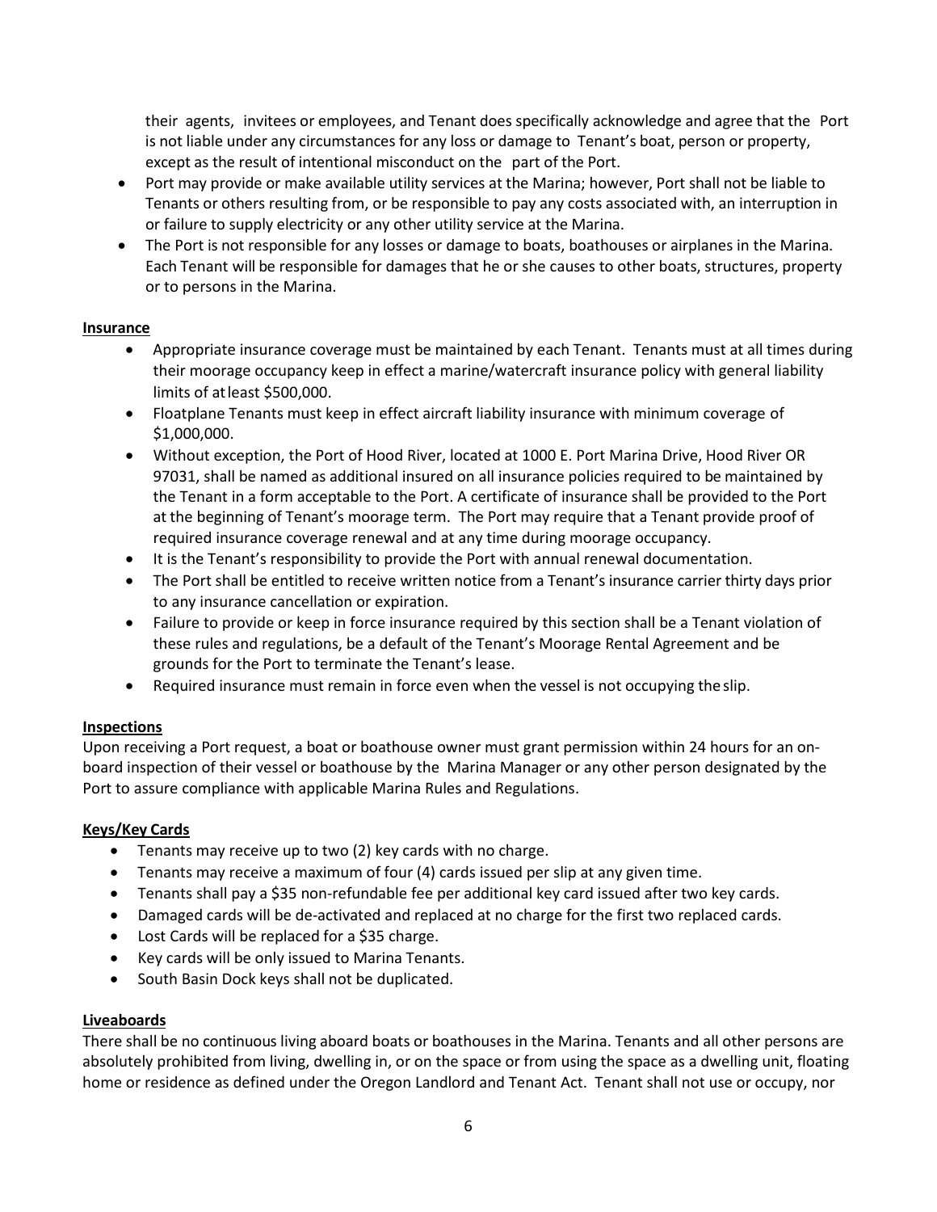their agents, invitees or employees, and Tenant does specifically acknowledge and agree that the Port is not liable under any circumstances for any loss or damage to Tenant's boat, person or property, except as the result of intentional misconduct on the part of the Port.

- Port may provide or make available utility services at the Marina; however, Port shall not be liable to Tenants or others resulting from, or be responsible to pay any costs associated with, an interruption in or failure to supply electricity or any other utility service at the Marina.
- The Port is not responsible for any losses or damage to boats, boathouses or airplanes in the Marina. Each Tenant will be responsible for damages that he or she causes to other boats, structures, property or to persons in the Marina.

**Insurance**

- Appropriate insurance coverage must be maintained by each Tenant. Tenants must at all times during their moorage occupancy keep in effect a marine/watercraft insurance policy with general liability limits of at least $500,000.
- Floatplane Tenants must keep in effect aircraft liability insurance with minimum coverage of $1,000,000.
- Without exception, the Port of Hood River, located at 1000 E. Port Marina Drive, Hood River OR 97031, shall be named as additional insured on all insurance policies required to be maintained by the Tenant in a form acceptable to the Port. A certificate of insurance shall be provided to the Port at the beginning of Tenant's moorage term. The Port may require that a Tenant provide proof of required insurance coverage renewal and at any time during moorage occupancy.
- It is the Tenant's responsibility to provide the Port with annual renewal documentation.
- The Port shall be entitled to receive written notice from a Tenant's insurance carrier thirty days prior to any insurance cancellation or expiration.
- Failure to provide or keep in force insurance required by this section shall be a Tenant violation of these rules and regulations, be a default of the Tenant's Moorage Rental Agreement and be grounds for the Port to terminate the Tenant's lease.
- Required insurance must remain in force even when the vessel is not occupying the slip.

**Inspections**

Upon receiving a Port request, a boat or boathouse owner must grant permission within 24 hours for an on-board inspection of their vessel or boathouse by the Marina Manager or any other person designated by the Port to assure compliance with applicable Marina Rules and Regulations.

**Keys/Key Cards**

- Tenants may receive up to two (2) key cards with no charge.
- Tenants may receive a maximum of four (4) cards issued per slip at any given time.
- Tenants shall pay a $35 non-refundable fee per additional key card issued after two key cards.
- Damaged cards will be de-activated and replaced at no charge for the first two replaced cards.
- Lost Cards will be replaced for a $35 charge.
- Key cards will be only issued to Marina Tenants.
- South Basin Dock keys shall not be duplicated.

**Liveaboards**

There shall be no continuous living aboard boats or boathouses in the Marina. Tenants and all other persons are absolutely prohibited from living, dwelling in, or on the space or from using the space as a dwelling unit, floating home or residence as defined under the Oregon Landlord and Tenant Act. Tenant shall not use or occupy, nor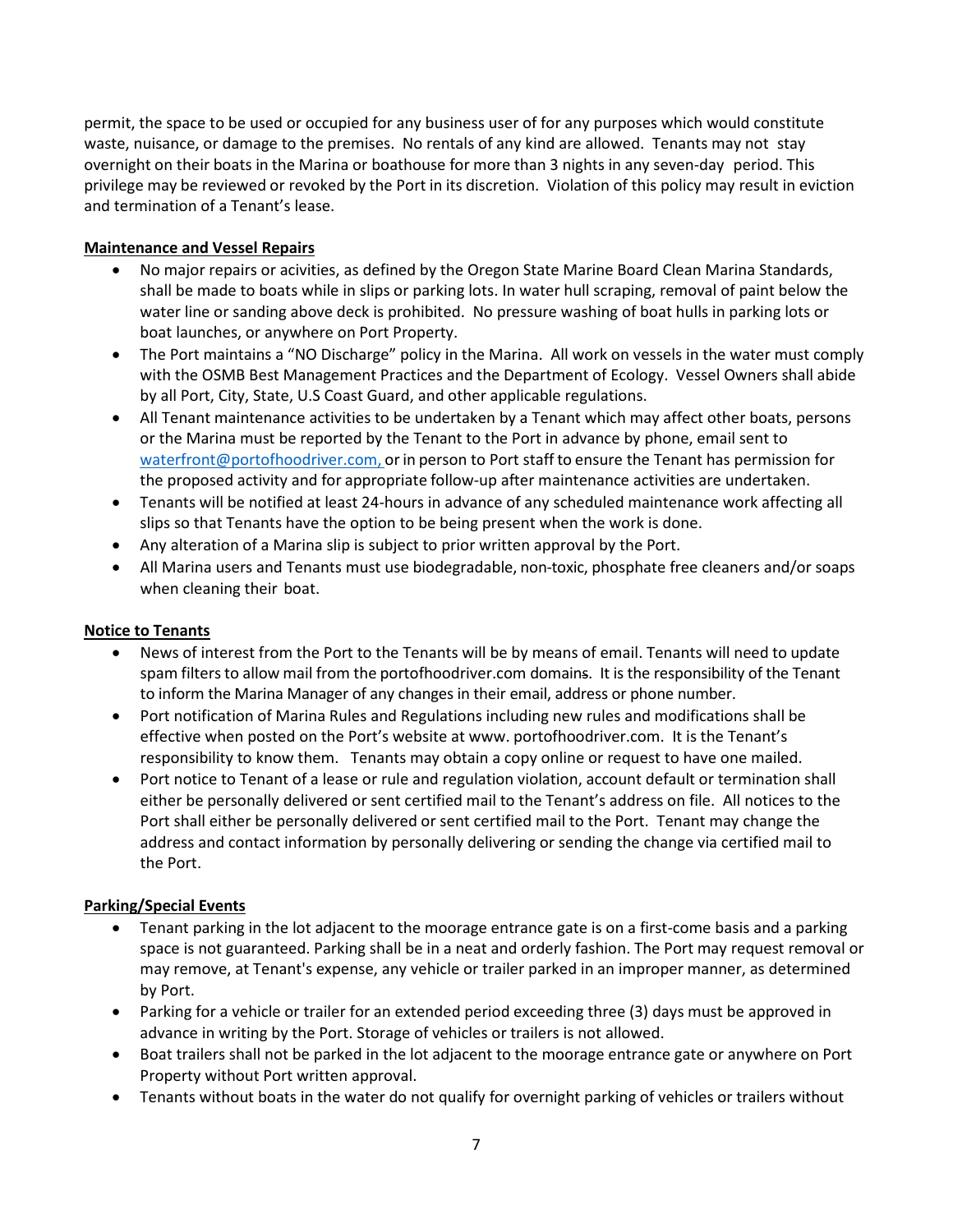permit, the space to be used or occupied for any business user of for any purposes which would constitute waste, nuisance, or damage to the premises. No rentals of any kind are allowed. Tenants may not stay overnight on their boats in the Marina or boathouse for more than 3 nights in any seven-day period. This privilege may be reviewed or revoked by the Port in its discretion. Violation of this policy may result in eviction and termination of a Tenant's lease.

**Maintenance and Vessel Repairs**

- No major repairs or acivities, as defined by the Oregon State Marine Board Clean Marina Standards, shall be made to boats while in slips or parking lots. In water hull scraping, removal of paint below the water line or sanding above deck is prohibited. No pressure washing of boat hulls in parking lots or boat launches, or anywhere on Port Property.
- The Port maintains a "NO Discharge" policy in the Marina. All work on vessels in the water must comply with the OSMB Best Management Practices and the Department of Ecology. Vessel Owners shall abide by all Port, City, State, U.S Coast Guard, and other applicable regulations.
- All Tenant maintenance activities to be undertaken by a Tenant which may affect other boats, persons or the Marina must be reported by the Tenant to the Port in advance by phone, email sent to waterfront@portofhoodriver.com, or in person to Port staff to ensure the Tenant has permission for the proposed activity and for appropriate follow-up after maintenance activities are undertaken.
- Tenants will be notified at least 24-hours in advance of any scheduled maintenance work affecting all slips so that Tenants have the option to be being present when the work is done.
- Any alteration of a Marina slip is subject to prior written approval by the Port.
- All Marina users and Tenants must use biodegradable, non-toxic, phosphate free cleaners and/or soaps when cleaning their boat.

**Notice to Tenants**

- News of interest from the Port to the Tenants will be by means of email. Tenants will need to update spam filters to allow mail from the portofhoodriver.com domains. It is the responsibility of the Tenant to inform the Marina Manager of any changes in their email, address or phone number.
- Port notification of Marina Rules and Regulations including new rules and modifications shall be effective when posted on the Port's website at www. portofhoodriver.com. It is the Tenant's responsibility to know them. Tenants may obtain a copy online or request to have one mailed.
- Port notice to Tenant of a lease or rule and regulation violation, account default or termination shall either be personally delivered or sent certified mail to the Tenant's address on file. All notices to the Port shall either be personally delivered or sent certified mail to the Port. Tenant may change the address and contact information by personally delivering or sending the change via certified mail to the Port.

**Parking/Special Events**

- Tenant parking in the lot adjacent to the moorage entrance gate is on a first-come basis and a parking space is not guaranteed. Parking shall be in a neat and orderly fashion. The Port may request removal or may remove, at Tenant's expense, any vehicle or trailer parked in an improper manner, as determined by Port.
- Parking for a vehicle or trailer for an extended period exceeding three (3) days must be approved in advance in writing by the Port. Storage of vehicles or trailers is not allowed.
- Boat trailers shall not be parked in the lot adjacent to the moorage entrance gate or anywhere on Port Property without Port written approval.
- Tenants without boats in the water do not qualify for overnight parking of vehicles or trailers without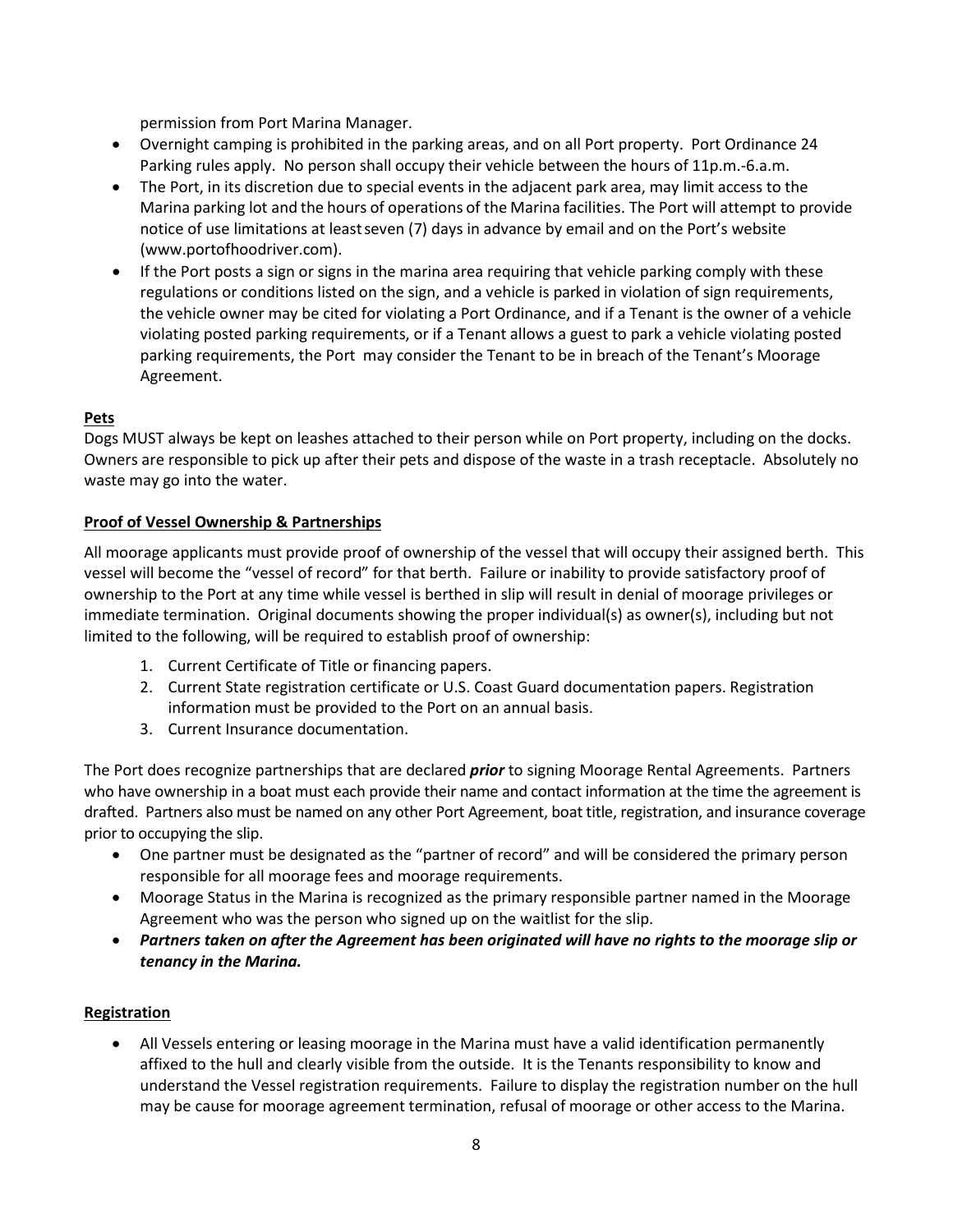permission from Port Marina Manager.

- Overnight camping is prohibited in the parking areas, and on all Port property. Port Ordinance 24 Parking rules apply. No person shall occupy their vehicle between the hours of 11p.m.-6.a.m.
- The Port, in its discretion due to special events in the adjacent park area, may limit access to the Marina parking lot and the hours of operations of the Marina facilities. The Port will attempt to provide notice of use limitations at least seven (7) days in advance by email and on the Port's website (www.portofhoodriver.com).
- If the Port posts a sign or signs in the marina area requiring that vehicle parking comply with these regulations or conditions listed on the sign, and a vehicle is parked in violation of sign requirements, the vehicle owner may be cited for violating a Port Ordinance, and if a Tenant is the owner of a vehicle violating posted parking requirements, or if a Tenant allows a guest to park a vehicle violating posted parking requirements, the Port may consider the Tenant to be in breach of the Tenant's Moorage Agreement.

**Pets**

Dogs MUST always be kept on leashes attached to their person while on Port property, including on the docks. Owners are responsible to pick up after their pets and dispose of the waste in a trash receptacle. Absolutely no waste may go into the water.

**Proof of Vessel Ownership & Partnerships**

All moorage applicants must provide proof of ownership of the vessel that will occupy their assigned berth. This vessel will become the "vessel of record" for that berth. Failure or inability to provide satisfactory proof of ownership to the Port at any time while vessel is berthed in slip will result in denial of moorage privileges or immediate termination. Original documents showing the proper individual(s) as owner(s), including but not limited to the following, will be required to establish proof of ownership:

1. Current Certificate of Title or financing papers.
2. Current State registration certificate or U.S. Coast Guard documentation papers. Registration information must be provided to the Port on an annual basis.
3. Current Insurance documentation.

The Port does recognize partnerships that are declared ***prior*** to signing Moorage Rental Agreements. Partners who have ownership in a boat must each provide their name and contact information at the time the agreement is drafted. Partners also must be named on any other Port Agreement, boat title, registration, and insurance coverage prior to occupying the slip.

- One partner must be designated as the "partner of record" and will be considered the primary person responsible for all moorage fees and moorage requirements.
- Moorage Status in the Marina is recognized as the primary responsible partner named in the Moorage Agreement who was the person who signed up on the waitlist for the slip.
- ***Partners taken on after the Agreement has been originated will have no rights to the moorage slip or tenancy in the Marina.***

**Registration**

- All Vessels entering or leasing moorage in the Marina must have a valid identification permanently affixed to the hull and clearly visible from the outside. It is the Tenants responsibility to know and understand the Vessel registration requirements. Failure to display the registration number on the hull may be cause for moorage agreement termination, refusal of moorage or other access to the Marina.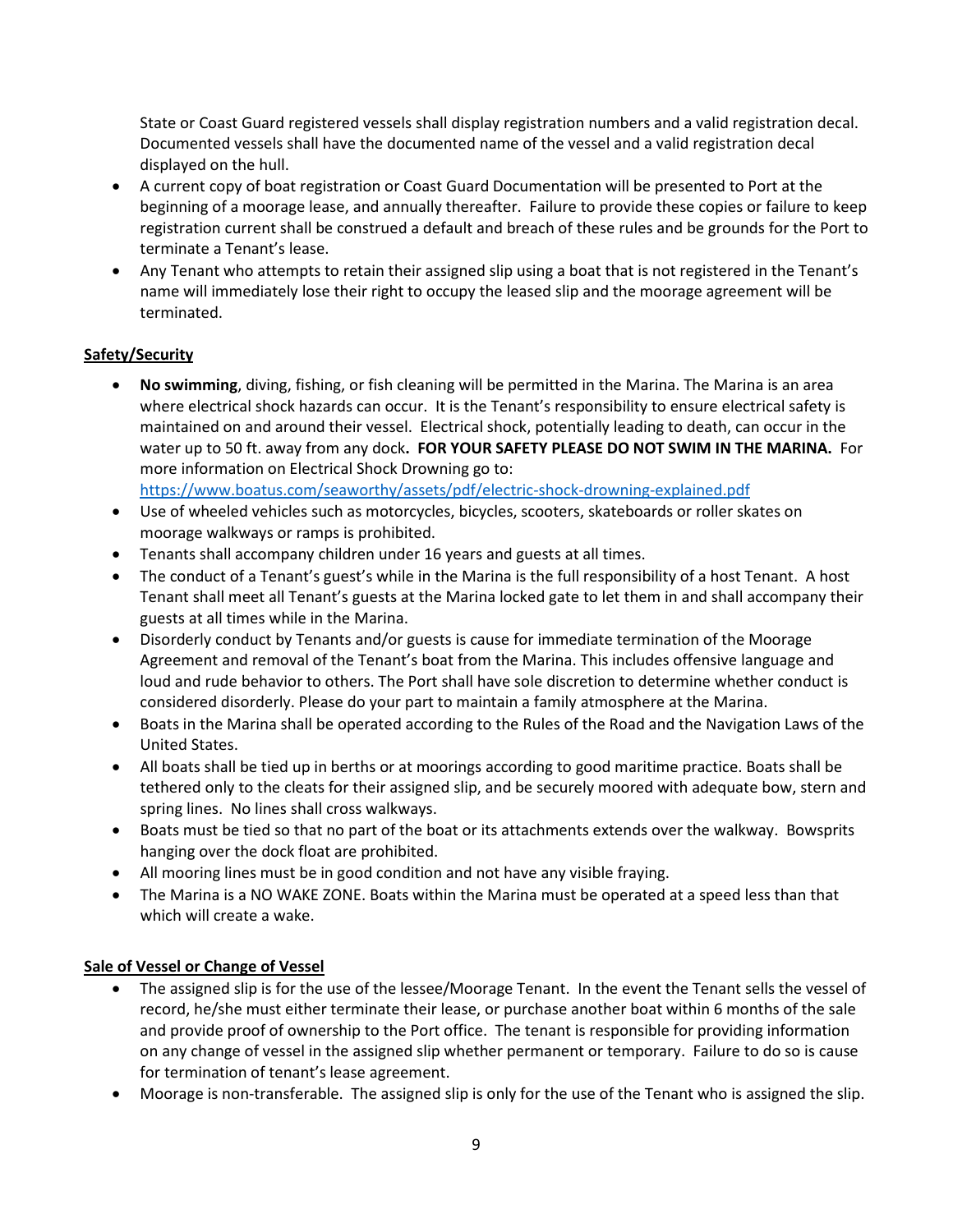State or Coast Guard registered vessels shall display registration numbers and a valid registration decal. Documented vessels shall have the documented name of the vessel and a valid registration decal displayed on the hull.

- A current copy of boat registration or Coast Guard Documentation will be presented to Port at the beginning of a moorage lease, and annually thereafter. Failure to provide these copies or failure to keep registration current shall be construed a default and breach of these rules and be grounds for the Port to terminate a Tenant's lease.
- Any Tenant who attempts to retain their assigned slip using a boat that is not registered in the Tenant's name will immediately lose their right to occupy the leased slip and the moorage agreement will be terminated.

**Safety/Security**

- **No swimming**, diving, fishing, or fish cleaning will be permitted in the Marina. The Marina is an area where electrical shock hazards can occur. It is the Tenant's responsibility to ensure electrical safety is maintained on and around their vessel. Electrical shock, potentially leading to death, can occur in the water up to 50 ft. away from any dock**. FOR YOUR SAFETY PLEASE DO NOT SWIM IN THE MARINA.** For more information on Electrical Shock Drowning go to: https://www.boatus.com/seaworthy/assets/pdf/electric-shock-drowning-explained.pdf
- Use of wheeled vehicles such as motorcycles, bicycles, scooters, skateboards or roller skates on moorage walkways or ramps is prohibited.
- Tenants shall accompany children under 16 years and guests at all times.
- The conduct of a Tenant's guest's while in the Marina is the full responsibility of a host Tenant. A host Tenant shall meet all Tenant's guests at the Marina locked gate to let them in and shall accompany their guests at all times while in the Marina.
- Disorderly conduct by Tenants and/or guests is cause for immediate termination of the Moorage Agreement and removal of the Tenant's boat from the Marina. This includes offensive language and loud and rude behavior to others. The Port shall have sole discretion to determine whether conduct is considered disorderly. Please do your part to maintain a family atmosphere at the Marina.
- Boats in the Marina shall be operated according to the Rules of the Road and the Navigation Laws of the United States.
- All boats shall be tied up in berths or at moorings according to good maritime practice. Boats shall be tethered only to the cleats for their assigned slip, and be securely moored with adequate bow, stern and spring lines. No lines shall cross walkways.
- Boats must be tied so that no part of the boat or its attachments extends over the walkway. Bowsprits hanging over the dock float are prohibited.
- All mooring lines must be in good condition and not have any visible fraying.
- The Marina is a NO WAKE ZONE. Boats within the Marina must be operated at a speed less than that which will create a wake.

**Sale of Vessel or Change of Vessel**

- The assigned slip is for the use of the lessee/Moorage Tenant. In the event the Tenant sells the vessel of record, he/she must either terminate their lease, or purchase another boat within 6 months of the sale and provide proof of ownership to the Port office. The tenant is responsible for providing information on any change of vessel in the assigned slip whether permanent or temporary. Failure to do so is cause for termination of tenant's lease agreement.
- Moorage is non-transferable. The assigned slip is only for the use of the Tenant who is assigned the slip.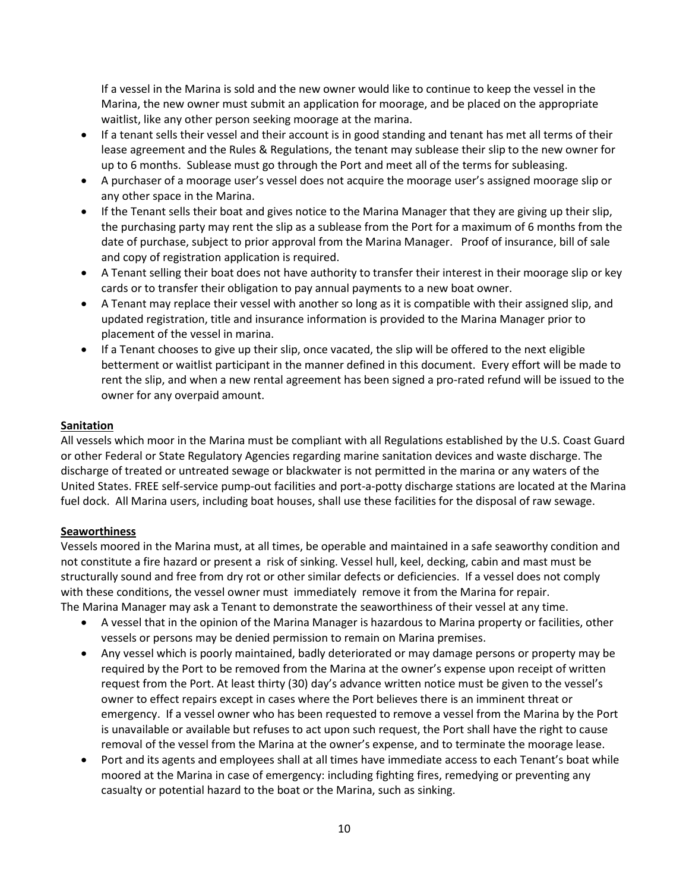If a vessel in the Marina is sold and the new owner would like to continue to keep the vessel in the Marina, the new owner must submit an application for moorage, and be placed on the appropriate waitlist, like any other person seeking moorage at the marina.

- If a tenant sells their vessel and their account is in good standing and tenant has met all terms of their lease agreement and the Rules & Regulations, the tenant may sublease their slip to the new owner for up to 6 months. Sublease must go through the Port and meet all of the terms for subleasing.
- A purchaser of a moorage user's vessel does not acquire the moorage user's assigned moorage slip or any other space in the Marina.
- If the Tenant sells their boat and gives notice to the Marina Manager that they are giving up their slip, the purchasing party may rent the slip as a sublease from the Port for a maximum of 6 months from the date of purchase, subject to prior approval from the Marina Manager. Proof of insurance, bill of sale and copy of registration application is required.
- A Tenant selling their boat does not have authority to transfer their interest in their moorage slip or key cards or to transfer their obligation to pay annual payments to a new boat owner.
- A Tenant may replace their vessel with another so long as it is compatible with their assigned slip, and updated registration, title and insurance information is provided to the Marina Manager prior to placement of the vessel in marina.
- If a Tenant chooses to give up their slip, once vacated, the slip will be offered to the next eligible betterment or waitlist participant in the manner defined in this document. Every effort will be made to rent the slip, and when a new rental agreement has been signed a pro-rated refund will be issued to the owner for any overpaid amount.

**Sanitation**

All vessels which moor in the Marina must be compliant with all Regulations established by the U.S. Coast Guard or other Federal or State Regulatory Agencies regarding marine sanitation devices and waste discharge. The discharge of treated or untreated sewage or blackwater is not permitted in the marina or any waters of the United States. FREE self-service pump-out facilities and port-a-potty discharge stations are located at the Marina fuel dock. All Marina users, including boat houses, shall use these facilities for the disposal of raw sewage.

**Seaworthiness**

Vessels moored in the Marina must, at all times, be operable and maintained in a safe seaworthy condition and not constitute a fire hazard or present a risk of sinking. Vessel hull, keel, decking, cabin and mast must be structurally sound and free from dry rot or other similar defects or deficiencies. If a vessel does not comply with these conditions, the vessel owner must immediately remove it from the Marina for repair.
The Marina Manager may ask a Tenant to demonstrate the seaworthiness of their vessel at any time.

- A vessel that in the opinion of the Marina Manager is hazardous to Marina property or facilities, other vessels or persons may be denied permission to remain on Marina premises.
- Any vessel which is poorly maintained, badly deteriorated or may damage persons or property may be required by the Port to be removed from the Marina at the owner's expense upon receipt of written request from the Port. At least thirty (30) day's advance written notice must be given to the vessel's owner to effect repairs except in cases where the Port believes there is an imminent threat or emergency. If a vessel owner who has been requested to remove a vessel from the Marina by the Port is unavailable or available but refuses to act upon such request, the Port shall have the right to cause removal of the vessel from the Marina at the owner's expense, and to terminate the moorage lease.
- Port and its agents and employees shall at all times have immediate access to each Tenant's boat while moored at the Marina in case of emergency: including fighting fires, remedying or preventing any casualty or potential hazard to the boat or the Marina, such as sinking.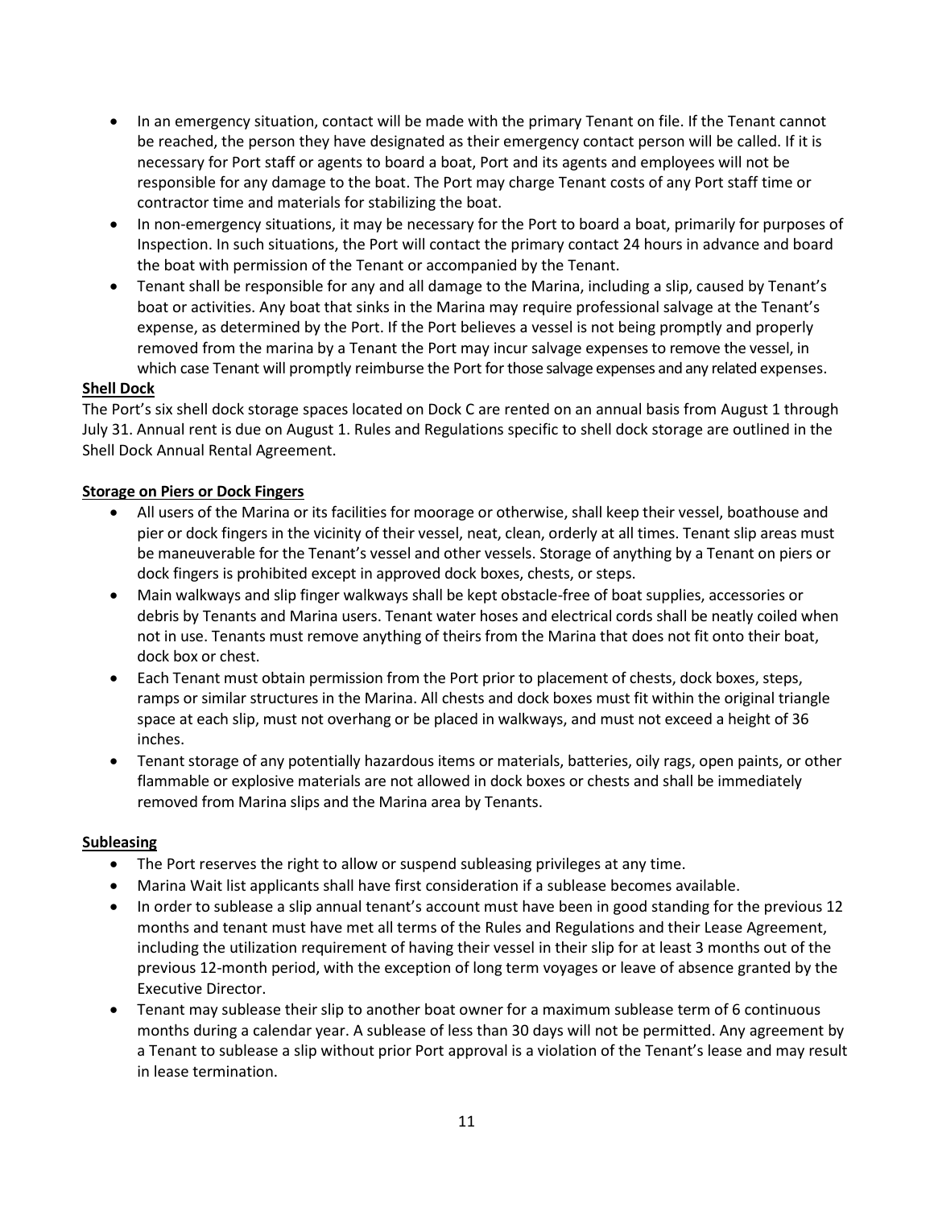- In an emergency situation, contact will be made with the primary Tenant on file. If the Tenant cannot be reached, the person they have designated as their emergency contact person will be called. If it is necessary for Port staff or agents to board a boat, Port and its agents and employees will not be responsible for any damage to the boat. The Port may charge Tenant costs of any Port staff time or contractor time and materials for stabilizing the boat.
- In non-emergency situations, it may be necessary for the Port to board a boat, primarily for purposes of Inspection. In such situations, the Port will contact the primary contact 24 hours in advance and board the boat with permission of the Tenant or accompanied by the Tenant.
- Tenant shall be responsible for any and all damage to the Marina, including a slip, caused by Tenant's boat or activities. Any boat that sinks in the Marina may require professional salvage at the Tenant's expense, as determined by the Port. If the Port believes a vessel is not being promptly and properly removed from the marina by a Tenant the Port may incur salvage expenses to remove the vessel, in which case Tenant will promptly reimburse the Port for those salvage expenses and any related expenses.

**Shell Dock**

The Port's six shell dock storage spaces located on Dock C are rented on an annual basis from August 1 through July 31. Annual rent is due on August 1. Rules and Regulations specific to shell dock storage are outlined in the Shell Dock Annual Rental Agreement.

**Storage on Piers or Dock Fingers**

- All users of the Marina or its facilities for moorage or otherwise, shall keep their vessel, boathouse and pier or dock fingers in the vicinity of their vessel, neat, clean, orderly at all times. Tenant slip areas must be maneuverable for the Tenant's vessel and other vessels. Storage of anything by a Tenant on piers or dock fingers is prohibited except in approved dock boxes, chests, or steps.
- Main walkways and slip finger walkways shall be kept obstacle-free of boat supplies, accessories or debris by Tenants and Marina users. Tenant water hoses and electrical cords shall be neatly coiled when not in use. Tenants must remove anything of theirs from the Marina that does not fit onto their boat, dock box or chest.
- Each Tenant must obtain permission from the Port prior to placement of chests, dock boxes, steps, ramps or similar structures in the Marina. All chests and dock boxes must fit within the original triangle space at each slip, must not overhang or be placed in walkways, and must not exceed a height of 36 inches.
- Tenant storage of any potentially hazardous items or materials, batteries, oily rags, open paints, or other flammable or explosive materials are not allowed in dock boxes or chests and shall be immediately removed from Marina slips and the Marina area by Tenants.

**Subleasing**

- The Port reserves the right to allow or suspend subleasing privileges at any time.
- Marina Wait list applicants shall have first consideration if a sublease becomes available.
- In order to sublease a slip annual tenant's account must have been in good standing for the previous 12 months and tenant must have met all terms of the Rules and Regulations and their Lease Agreement, including the utilization requirement of having their vessel in their slip for at least 3 months out of the previous 12-month period, with the exception of long term voyages or leave of absence granted by the Executive Director.
- Tenant may sublease their slip to another boat owner for a maximum sublease term of 6 continuous months during a calendar year. A sublease of less than 30 days will not be permitted. Any agreement by a Tenant to sublease a slip without prior Port approval is a violation of the Tenant's lease and may result in lease termination.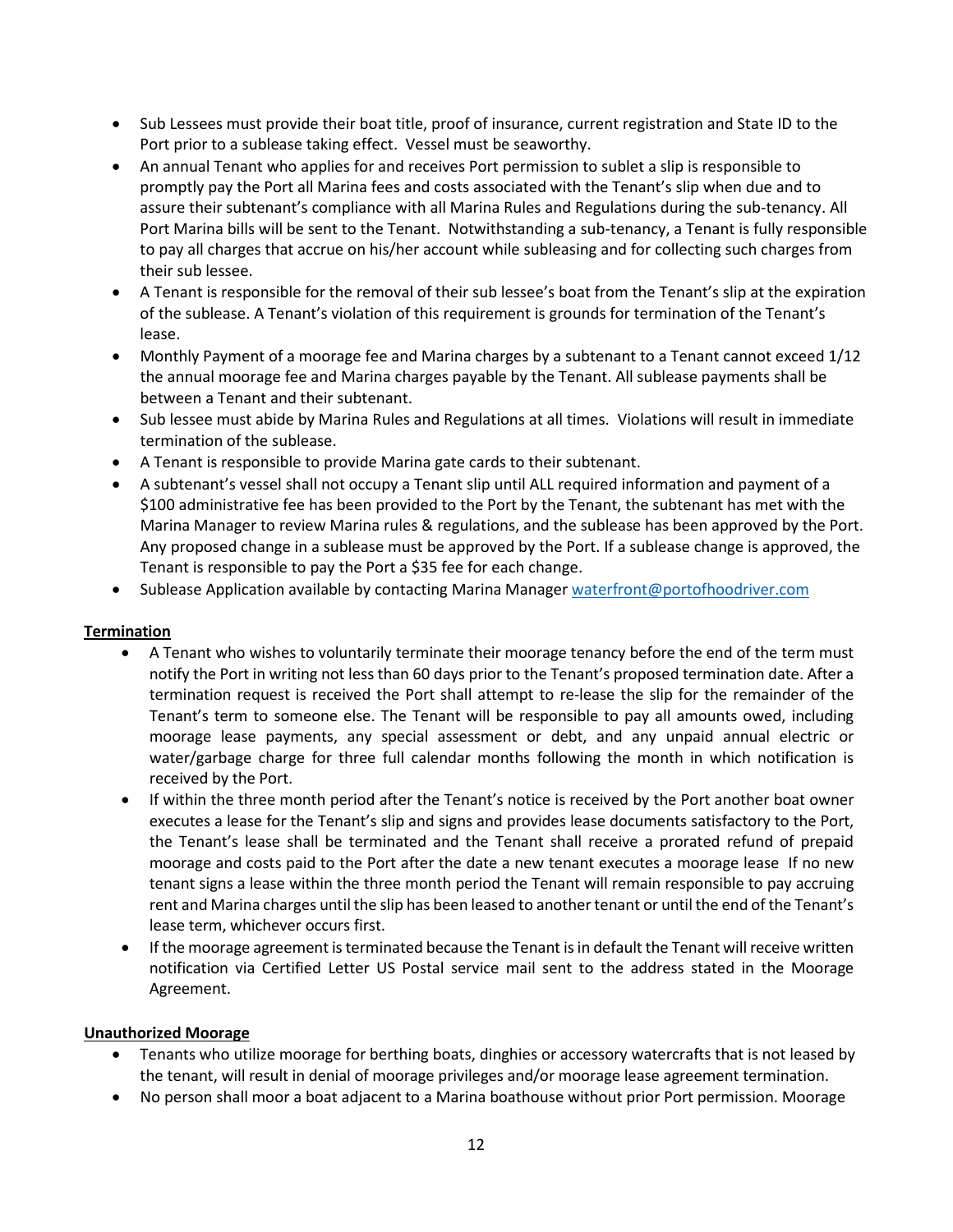- Sub Lessees must provide their boat title, proof of insurance, current registration and State ID to the Port prior to a sublease taking effect. Vessel must be seaworthy.
- An annual Tenant who applies for and receives Port permission to sublet a slip is responsible to promptly pay the Port all Marina fees and costs associated with the Tenant's slip when due and to assure their subtenant's compliance with all Marina Rules and Regulations during the sub-tenancy. All Port Marina bills will be sent to the Tenant. Notwithstanding a sub-tenancy, a Tenant is fully responsible to pay all charges that accrue on his/her account while subleasing and for collecting such charges from their sub lessee.
- A Tenant is responsible for the removal of their sub lessee's boat from the Tenant's slip at the expiration of the sublease. A Tenant's violation of this requirement is grounds for termination of the Tenant's lease.
- Monthly Payment of a moorage fee and Marina charges by a subtenant to a Tenant cannot exceed 1/12 the annual moorage fee and Marina charges payable by the Tenant. All sublease payments shall be between a Tenant and their subtenant.
- Sub lessee must abide by Marina Rules and Regulations at all times. Violations will result in immediate termination of the sublease.
- A Tenant is responsible to provide Marina gate cards to their subtenant.
- A subtenant's vessel shall not occupy a Tenant slip until ALL required information and payment of a $100 administrative fee has been provided to the Port by the Tenant, the subtenant has met with the Marina Manager to review Marina rules & regulations, and the sublease has been approved by the Port. Any proposed change in a sublease must be approved by the Port. If a sublease change is approved, the Tenant is responsible to pay the Port a $35 fee for each change.
- Sublease Application available by contacting Marina Manager waterfront@portofhoodriver.com

**Termination**

- A Tenant who wishes to voluntarily terminate their moorage tenancy before the end of the term must notify the Port in writing not less than 60 days prior to the Tenant's proposed termination date. After a termination request is received the Port shall attempt to re-lease the slip for the remainder of the Tenant's term to someone else. The Tenant will be responsible to pay all amounts owed, including moorage lease payments, any special assessment or debt, and any unpaid annual electric or water/garbage charge for three full calendar months following the month in which notification is received by the Port.
- If within the three month period after the Tenant's notice is received by the Port another boat owner executes a lease for the Tenant's slip and signs and provides lease documents satisfactory to the Port, the Tenant's lease shall be terminated and the Tenant shall receive a prorated refund of prepaid moorage and costs paid to the Port after the date a new tenant executes a moorage lease If no new tenant signs a lease within the three month period the Tenant will remain responsible to pay accruing rent and Marina charges until the slip has been leased to another tenant or until the end of the Tenant's lease term, whichever occurs first.
- If the moorage agreement is terminated because the Tenant is in default the Tenant will receive written notification via Certified Letter US Postal service mail sent to the address stated in the Moorage Agreement.

**Unauthorized Moorage**

- Tenants who utilize moorage for berthing boats, dinghies or accessory watercrafts that is not leased by the tenant, will result in denial of moorage privileges and/or moorage lease agreement termination.
- No person shall moor a boat adjacent to a Marina boathouse without prior Port permission. Moorage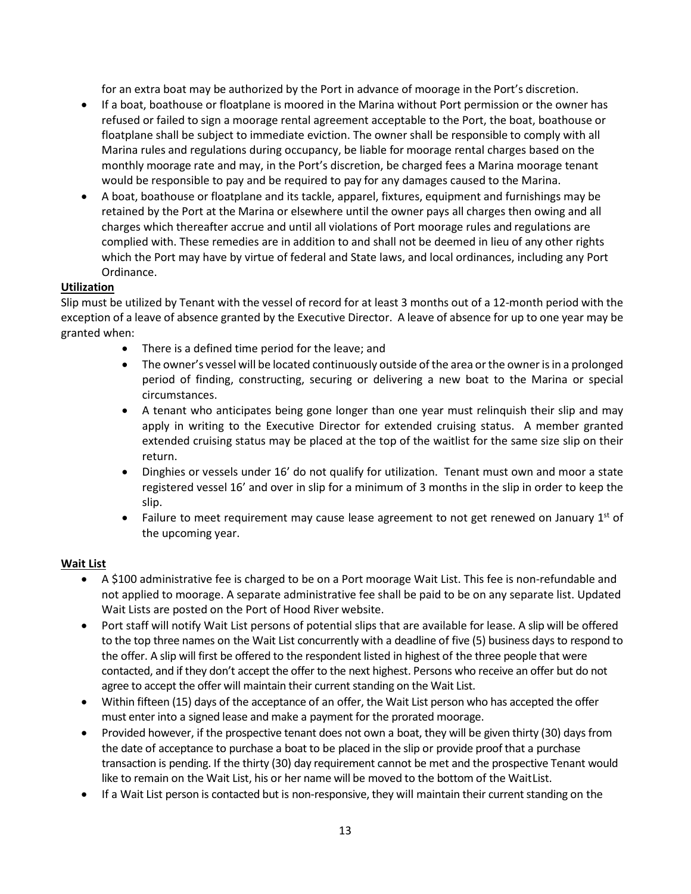for an extra boat may be authorized by the Port in advance of moorage in the Port's discretion.

- If a boat, boathouse or floatplane is moored in the Marina without Port permission or the owner has refused or failed to sign a moorage rental agreement acceptable to the Port, the boat, boathouse or floatplane shall be subject to immediate eviction. The owner shall be responsible to comply with all Marina rules and regulations during occupancy, be liable for moorage rental charges based on the monthly moorage rate and may, in the Port's discretion, be charged fees a Marina moorage tenant would be responsible to pay and be required to pay for any damages caused to the Marina.
- A boat, boathouse or floatplane and its tackle, apparel, fixtures, equipment and furnishings may be retained by the Port at the Marina or elsewhere until the owner pays all charges then owing and all charges which thereafter accrue and until all violations of Port moorage rules and regulations are complied with. These remedies are in addition to and shall not be deemed in lieu of any other rights which the Port may have by virtue of federal and State laws, and local ordinances, including any Port Ordinance.

**Utilization**

Slip must be utilized by Tenant with the vessel of record for at least 3 months out of a 12-month period with the exception of a leave of absence granted by the Executive Director. A leave of absence for up to one year may be granted when:

- There is a defined time period for the leave; and
- The owner's vessel will be located continuously outside of the area or the owner is in a prolonged period of finding, constructing, securing or delivering a new boat to the Marina or special circumstances.
- A tenant who anticipates being gone longer than one year must relinquish their slip and may apply in writing to the Executive Director for extended cruising status. A member granted extended cruising status may be placed at the top of the waitlist for the same size slip on their return.
- Dinghies or vessels under 16' do not qualify for utilization. Tenant must own and moor a state registered vessel 16' and over in slip for a minimum of 3 months in the slip in order to keep the slip.
- Failure to meet requirement may cause lease agreement to not get renewed on January 1st of the upcoming year.

**Wait List**

- A $100 administrative fee is charged to be on a Port moorage Wait List. This fee is non-refundable and not applied to moorage. A separate administrative fee shall be paid to be on any separate list. Updated Wait Lists are posted on the Port of Hood River website.
- Port staff will notify Wait List persons of potential slips that are available for lease. A slip will be offered to the top three names on the Wait List concurrently with a deadline of five (5) business days to respond to the offer. A slip will first be offered to the respondent listed in highest of the three people that were contacted, and if they don't accept the offer to the next highest. Persons who receive an offer but do not agree to accept the offer will maintain their current standing on the Wait List.
- Within fifteen (15) days of the acceptance of an offer, the Wait List person who has accepted the offer must enter into a signed lease and make a payment for the prorated moorage.
- Provided however, if the prospective tenant does not own a boat, they will be given thirty (30) days from the date of acceptance to purchase a boat to be placed in the slip or provide proof that a purchase transaction is pending. If the thirty (30) day requirement cannot be met and the prospective Tenant would like to remain on the Wait List, his or her name will be moved to the bottom of the Wait List.
- If a Wait List person is contacted but is non-responsive, they will maintain their current standing on the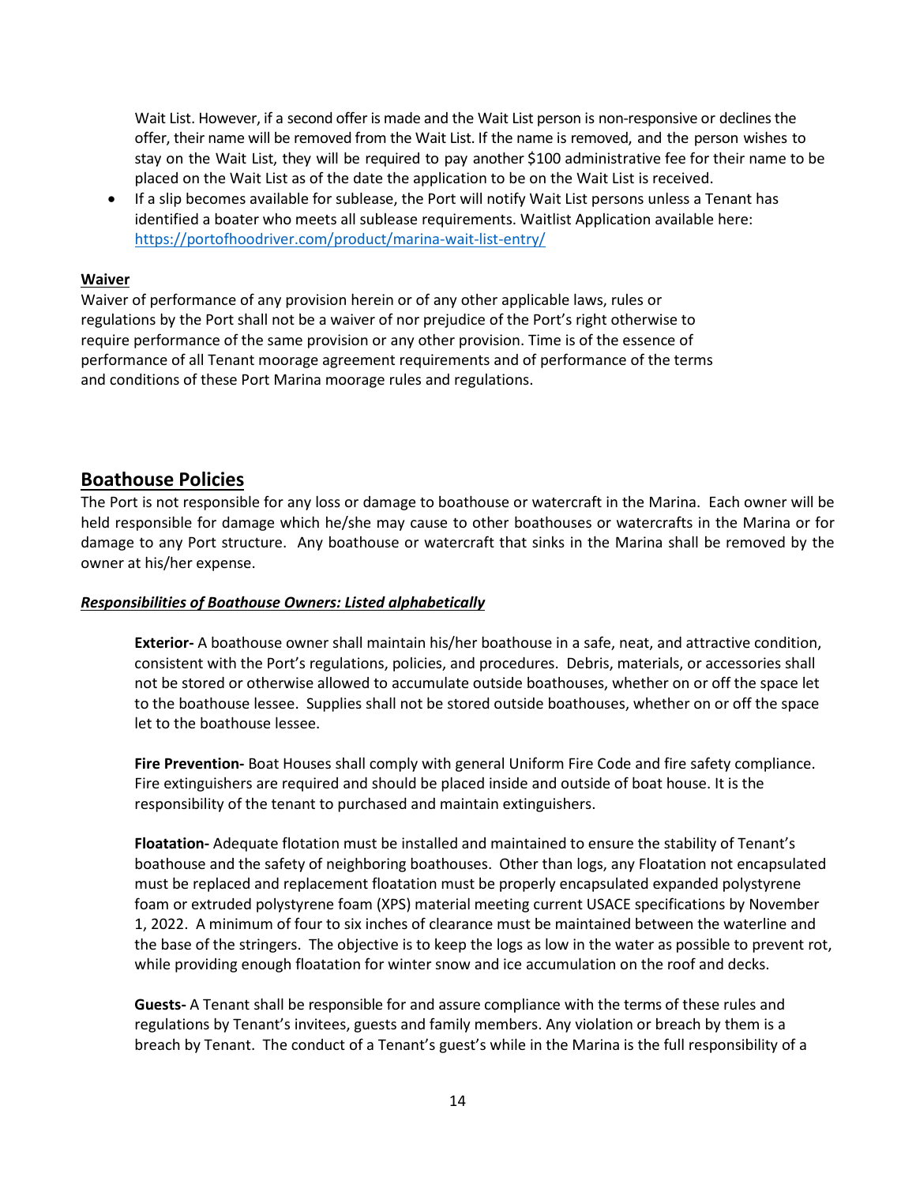Wait List. However, if a second offer is made and the Wait List person is non-responsive or declines the offer, their name will be removed from the Wait List. If the name is removed, and the person wishes to stay on the Wait List, they will be required to pay another $100 administrative fee for their name to be placed on the Wait List as of the date the application to be on the Wait List is received.

- If a slip becomes available for sublease, the Port will notify Wait List persons unless a Tenant has identified a boater who meets all sublease requirements. Waitlist Application available here: [https://portofhoodriver.com/product/marina-wait-list-entry/](https://portofhoodriver.com/product/marina-wait-list-entry/)

**Waiver**

Waiver of performance of any provision herein or of any other applicable laws, rules or regulations by the Port shall not be a waiver of nor prejudice of the Port's right otherwise to require performance of the same provision or any other provision. Time is of the essence of performance of all Tenant moorage agreement requirements and of performance of the terms and conditions of these Port Marina moorage rules and regulations.

## Boathouse Policies

The Port is not responsible for any loss or damage to boathouse or watercraft in the Marina. Each owner will be held responsible for damage which he/she may cause to other boathouses or watercrafts in the Marina or for damage to any Port structure. Any boathouse or watercraft that sinks in the Marina shall be removed by the owner at his/her expense.

***Responsibilities of Boathouse Owners: Listed alphabetically***

**Exterior-** A boathouse owner shall maintain his/her boathouse in a safe, neat, and attractive condition, consistent with the Port's regulations, policies, and procedures. Debris, materials, or accessories shall not be stored or otherwise allowed to accumulate outside boathouses, whether on or off the space let to the boathouse lessee. Supplies shall not be stored outside boathouses, whether on or off the space let to the boathouse lessee.

**Fire Prevention-** Boat Houses shall comply with general Uniform Fire Code and fire safety compliance. Fire extinguishers are required and should be placed inside and outside of boat house. It is the responsibility of the tenant to purchased and maintain extinguishers.

**Floatation-** Adequate flotation must be installed and maintained to ensure the stability of Tenant's boathouse and the safety of neighboring boathouses. Other than logs, any Floatation not encapsulated must be replaced and replacement floatation must be properly encapsulated expanded polystyrene foam or extruded polystyrene foam (XPS) material meeting current USACE specifications by November 1, 2022. A minimum of four to six inches of clearance must be maintained between the waterline and the base of the stringers. The objective is to keep the logs as low in the water as possible to prevent rot, while providing enough floatation for winter snow and ice accumulation on the roof and decks.

**Guests-** A Tenant shall be responsible for and assure compliance with the terms of these rules and regulations by Tenant's invitees, guests and family members. Any violation or breach by them is a breach by Tenant. The conduct of a Tenant's guest's while in the Marina is the full responsibility of a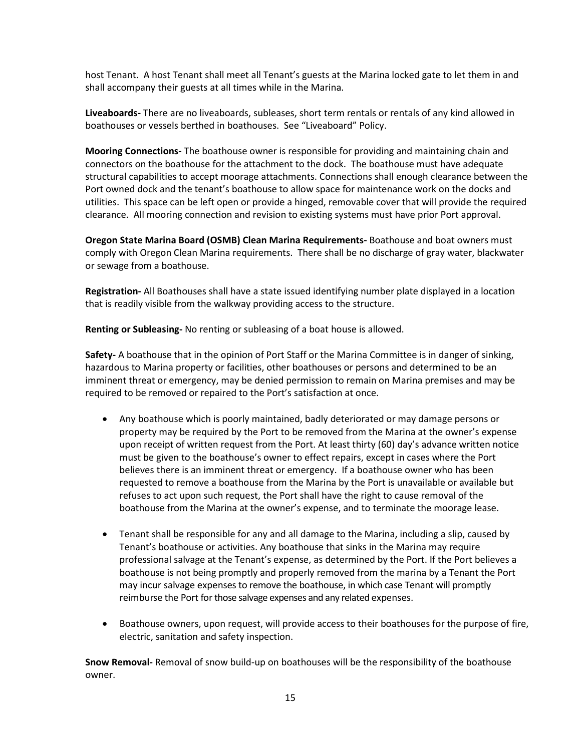host Tenant. A host Tenant shall meet all Tenant's guests at the Marina locked gate to let them in and shall accompany their guests at all times while in the Marina.

**Liveaboards-** There are no liveaboards, subleases, short term rentals or rentals of any kind allowed in boathouses or vessels berthed in boathouses. See "Liveaboard" Policy.

**Mooring Connections-** The boathouse owner is responsible for providing and maintaining chain and connectors on the boathouse for the attachment to the dock. The boathouse must have adequate structural capabilities to accept moorage attachments. Connections shall enough clearance between the Port owned dock and the tenant's boathouse to allow space for maintenance work on the docks and utilities. This space can be left open or provide a hinged, removable cover that will provide the required clearance. All mooring connection and revision to existing systems must have prior Port approval.

**Oregon State Marina Board (OSMB) Clean Marina Requirements-** Boathouse and boat owners must comply with Oregon Clean Marina requirements. There shall be no discharge of gray water, blackwater or sewage from a boathouse.

**Registration-** All Boathouses shall have a state issued identifying number plate displayed in a location that is readily visible from the walkway providing access to the structure.

**Renting or Subleasing-** No renting or subleasing of a boat house is allowed.

**Safety-** A boathouse that in the opinion of Port Staff or the Marina Committee is in danger of sinking, hazardous to Marina property or facilities, other boathouses or persons and determined to be an imminent threat or emergency, may be denied permission to remain on Marina premises and may be required to be removed or repaired to the Port's satisfaction at once.

- Any boathouse which is poorly maintained, badly deteriorated or may damage persons or property may be required by the Port to be removed from the Marina at the owner's expense upon receipt of written request from the Port. At least thirty (60) day's advance written notice must be given to the boathouse's owner to effect repairs, except in cases where the Port believes there is an imminent threat or emergency. If a boathouse owner who has been requested to remove a boathouse from the Marina by the Port is unavailable or available but refuses to act upon such request, the Port shall have the right to cause removal of the boathouse from the Marina at the owner's expense, and to terminate the moorage lease.

- Tenant shall be responsible for any and all damage to the Marina, including a slip, caused by Tenant's boathouse or activities. Any boathouse that sinks in the Marina may require professional salvage at the Tenant's expense, as determined by the Port. If the Port believes a boathouse is not being promptly and properly removed from the marina by a Tenant the Port may incur salvage expenses to remove the boathouse, in which case Tenant will promptly reimburse the Port for those salvage expenses and any related expenses.

- Boathouse owners, upon request, will provide access to their boathouses for the purpose of fire, electric, sanitation and safety inspection.

**Snow Removal-** Removal of snow build-up on boathouses will be the responsibility of the boathouse owner.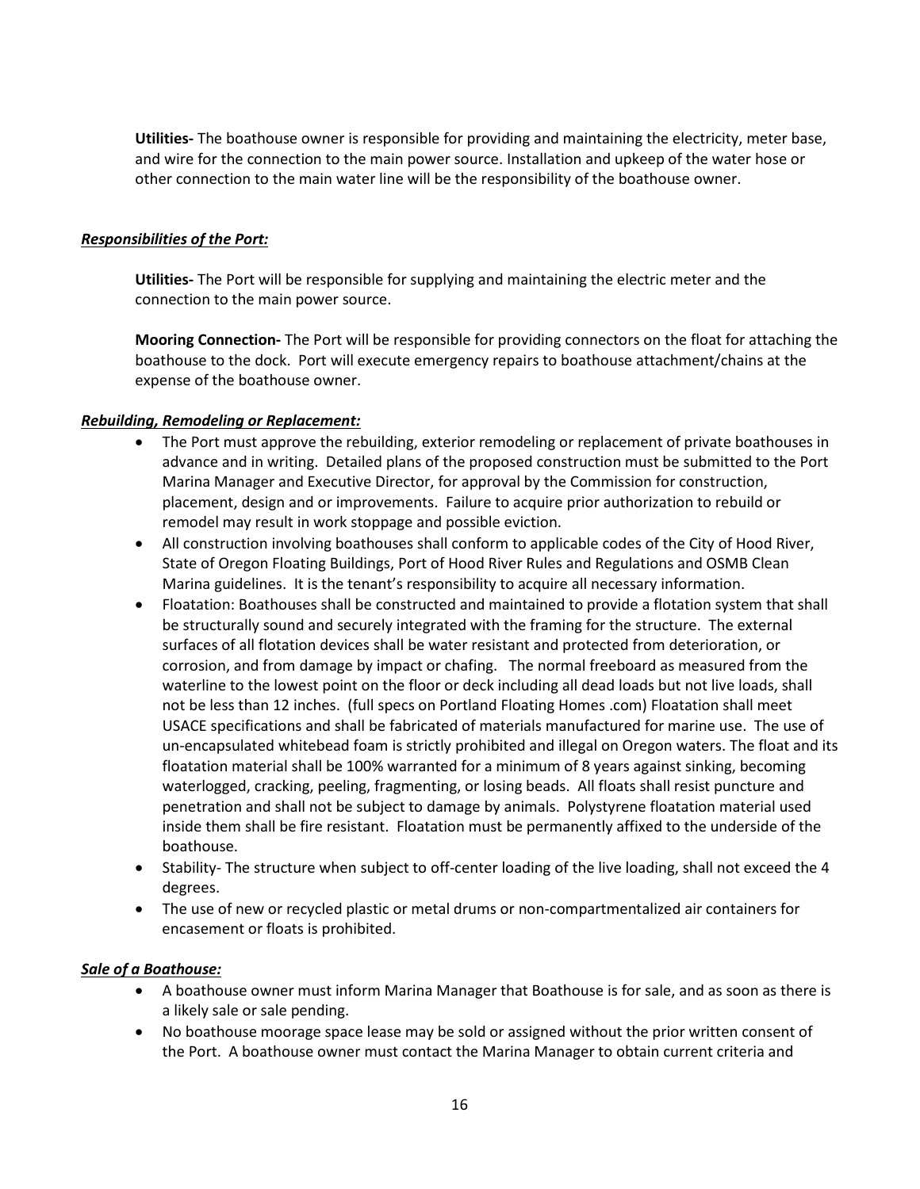**Utilities-** The boathouse owner is responsible for providing and maintaining the electricity, meter base, and wire for the connection to the main power source. Installation and upkeep of the water hose or other connection to the main water line will be the responsibility of the boathouse owner.

***Responsibilities of the Port:***

**Utilities-** The Port will be responsible for supplying and maintaining the electric meter and the connection to the main power source.

**Mooring Connection-** The Port will be responsible for providing connectors on the float for attaching the boathouse to the dock. Port will execute emergency repairs to boathouse attachment/chains at the expense of the boathouse owner.

***Rebuilding, Remodeling or Replacement:***

- The Port must approve the rebuilding, exterior remodeling or replacement of private boathouses in advance and in writing. Detailed plans of the proposed construction must be submitted to the Port Marina Manager and Executive Director, for approval by the Commission for construction, placement, design and or improvements. Failure to acquire prior authorization to rebuild or remodel may result in work stoppage and possible eviction.
- All construction involving boathouses shall conform to applicable codes of the City of Hood River, State of Oregon Floating Buildings, Port of Hood River Rules and Regulations and OSMB Clean Marina guidelines. It is the tenant's responsibility to acquire all necessary information.
- Floatation: Boathouses shall be constructed and maintained to provide a flotation system that shall be structurally sound and securely integrated with the framing for the structure. The external surfaces of all flotation devices shall be water resistant and protected from deterioration, or corrosion, and from damage by impact or chafing. The normal freeboard as measured from the waterline to the lowest point on the floor or deck including all dead loads but not live loads, shall not be less than 12 inches. (full specs on Portland Floating Homes .com) Floatation shall meet USACE specifications and shall be fabricated of materials manufactured for marine use. The use of un-encapsulated whitebead foam is strictly prohibited and illegal on Oregon waters. The float and its floatation material shall be 100% warranted for a minimum of 8 years against sinking, becoming waterlogged, cracking, peeling, fragmenting, or losing beads. All floats shall resist puncture and penetration and shall not be subject to damage by animals. Polystyrene floatation material used inside them shall be fire resistant. Floatation must be permanently affixed to the underside of the boathouse.
- Stability- The structure when subject to off-center loading of the live loading, shall not exceed the 4 degrees.
- The use of new or recycled plastic or metal drums or non-compartmentalized air containers for encasement or floats is prohibited.

***Sale of a Boathouse:***

- A boathouse owner must inform Marina Manager that Boathouse is for sale, and as soon as there is a likely sale or sale pending.
- No boathouse moorage space lease may be sold or assigned without the prior written consent of the Port. A boathouse owner must contact the Marina Manager to obtain current criteria and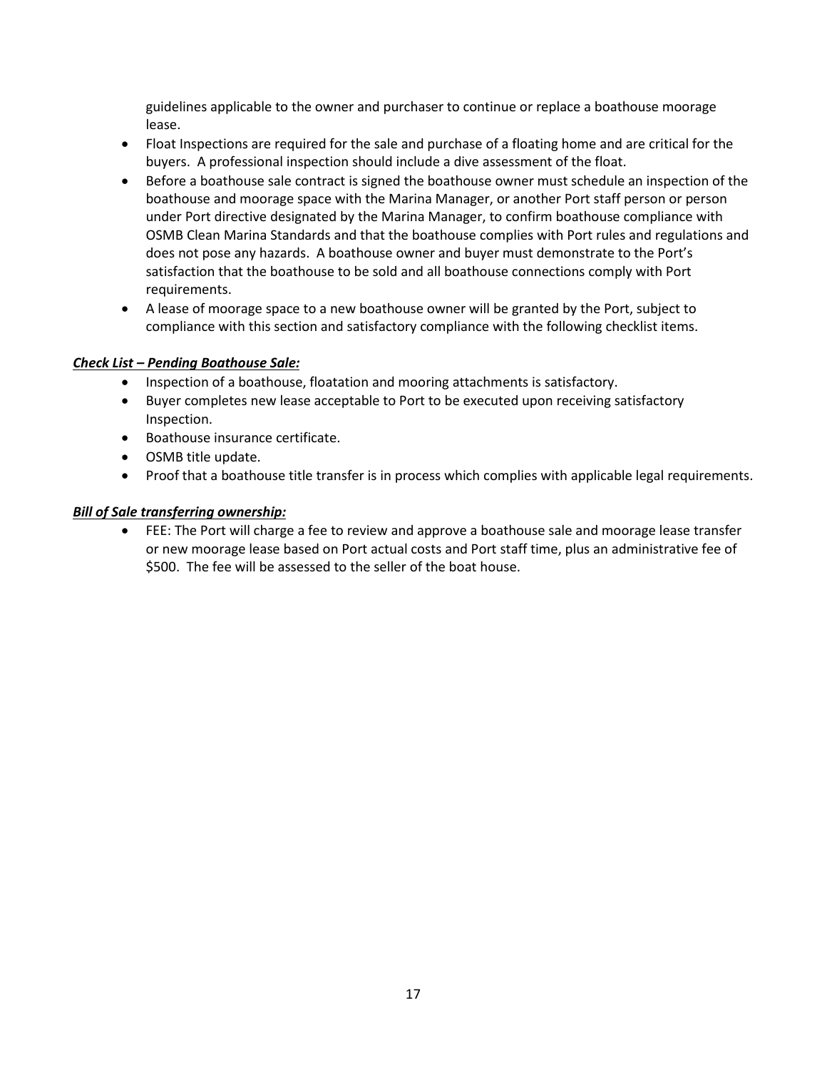guidelines applicable to the owner and purchaser to continue or replace a boathouse moorage lease.

- Float Inspections are required for the sale and purchase of a floating home and are critical for the buyers. A professional inspection should include a dive assessment of the float.
- Before a boathouse sale contract is signed the boathouse owner must schedule an inspection of the boathouse and moorage space with the Marina Manager, or another Port staff person or person under Port directive designated by the Marina Manager, to confirm boathouse compliance with OSMB Clean Marina Standards and that the boathouse complies with Port rules and regulations and does not pose any hazards. A boathouse owner and buyer must demonstrate to the Port's satisfaction that the boathouse to be sold and all boathouse connections comply with Port requirements.
- A lease of moorage space to a new boathouse owner will be granted by the Port, subject to compliance with this section and satisfactory compliance with the following checklist items.

***Check List – Pending Boathouse Sale:***

- Inspection of a boathouse, floatation and mooring attachments is satisfactory.
- Buyer completes new lease acceptable to Port to be executed upon receiving satisfactory Inspection.
- Boathouse insurance certificate.
- OSMB title update.
- Proof that a boathouse title transfer is in process which complies with applicable legal requirements.

***Bill of Sale transferring ownership:***

- FEE: The Port will charge a fee to review and approve a boathouse sale and moorage lease transfer or new moorage lease based on Port actual costs and Port staff time, plus an administrative fee of $500. The fee will be assessed to the seller of the boat house.